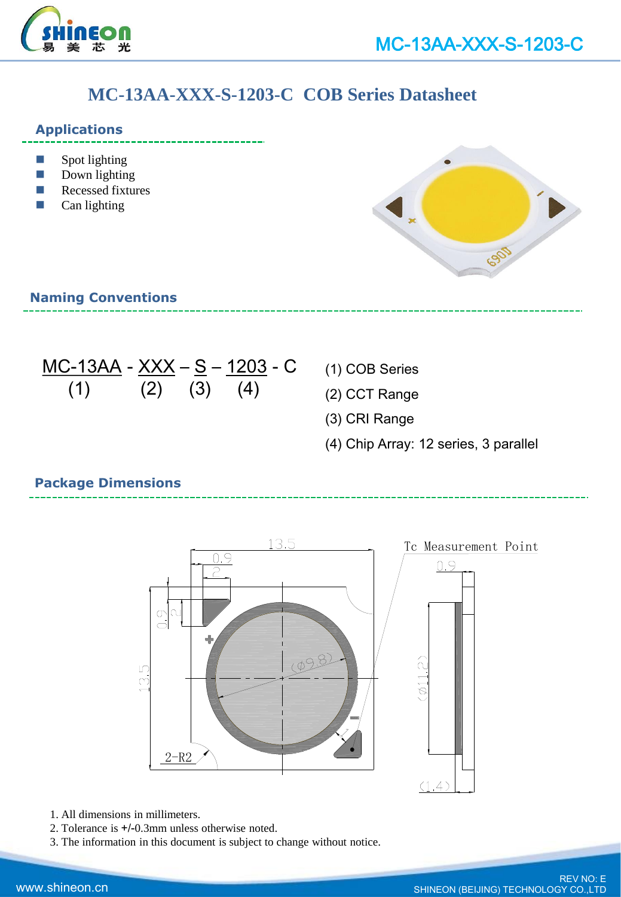# MC-13AA-XXX-S-1203-C COB Series Datasheet

## Applications

- Spot lighting
- Down lighting
- Recessed fixtures
- Can lighting

## Naming Conventions

MC-13AA - XXX – S – 1203 - C
(1) (2) (3) (4)

(1) COB Series

(2) CCT Range

(3) CRI Range

(4) Chip Array: 12 series, 3 parallel

## Package Dimensions

1. All dimensions in millimeters.
2. Tolerance is +/-0.3mm unless otherwise noted.
3. The information in this document is subject to change without notice.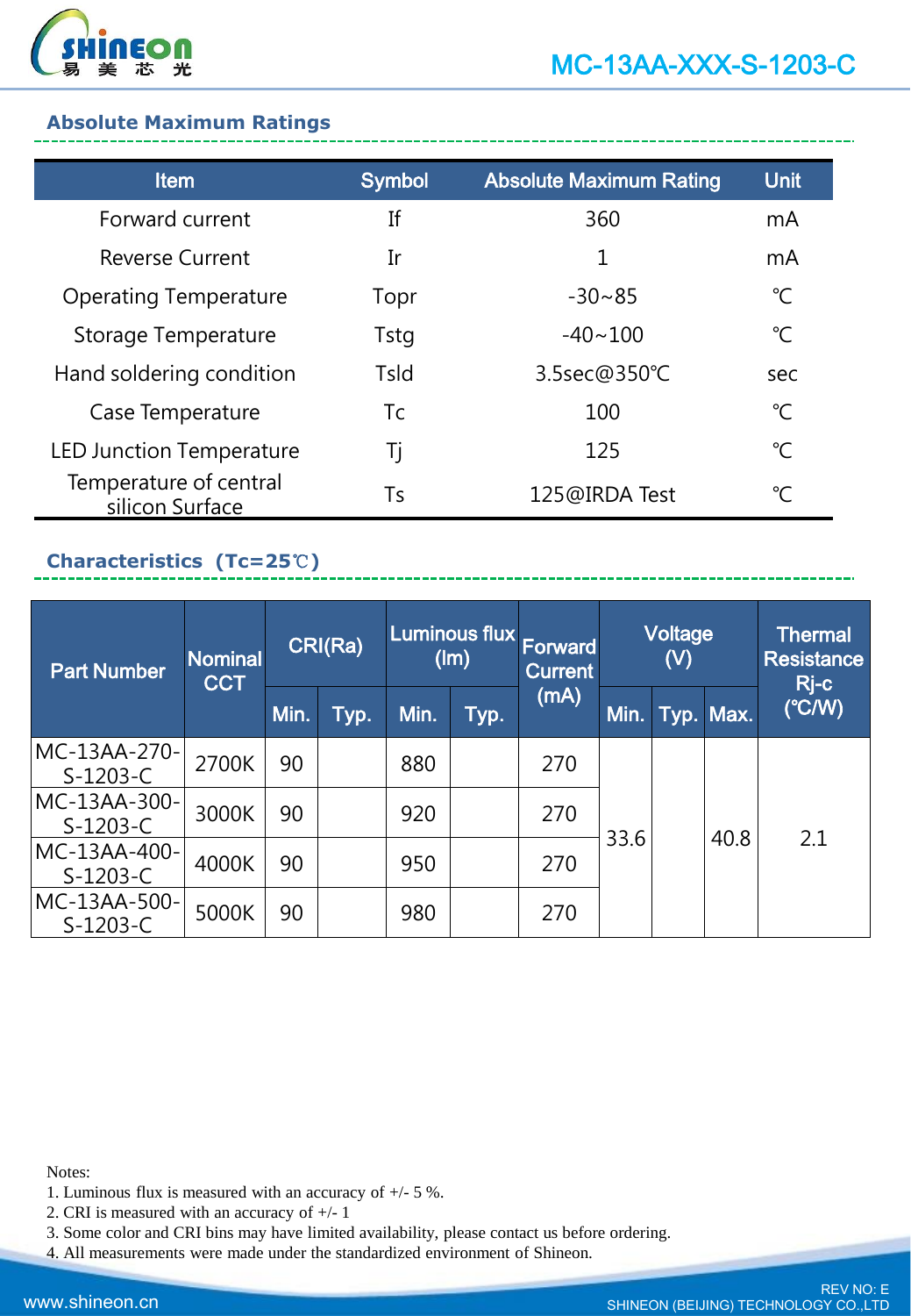## Absolute Maximum Ratings

| Item | Symbol | Absolute Maximum Rating | Unit |
|---|---|---|---|
| Forward current | If | 360 | mA |
| Reverse Current | Ir | 1 | mA |
| Operating Temperature | Topr | -30~85 | ℃ |
| Storage Temperature | Tstg | -40~100 | ℃ |
| Hand soldering condition | Tsld | 3.5sec@350℃ | sec |
| Case Temperature | Tc | 100 | ℃ |
| LED Junction Temperature | Tj | 125 | ℃ |
| Temperature of central silicon Surface | Ts | 125@IRDA Test | ℃ |

## Characteristics（Tc=25℃）

| Part Number | Nominal CCT | CRI(Ra) | | Luminous flux (lm) | | Forward Current (mA) | Voltage (V) | | | Thermal Resistance Rj-c (℃/W) |
|---|---|---|---|---|---|---|---|---|---|---|
| | | Min. | Typ. | Min. | Typ. | | Min. | Typ. | Max. | |
| MC-13AA-270-S-1203-C | 2700K | 90 | | 880 | | 270 | 33.6 | | 40.8 | 2.1 |
| MC-13AA-300-S-1203-C | 3000K | 90 | | 920 | | 270 | | | | |
| MC-13AA-400-S-1203-C | 4000K | 90 | | 950 | | 270 | | | | |
| MC-13AA-500-S-1203-C | 5000K | 90 | | 980 | | 270 | | | | |

Notes:
1. Luminous flux is measured with an accuracy of +/- 5 %.
2. CRI is measured with an accuracy of +/- 1
3. Some color and CRI bins may have limited availability, please contact us before ordering.
4. All measurements were made under the standardized environment of Shineon.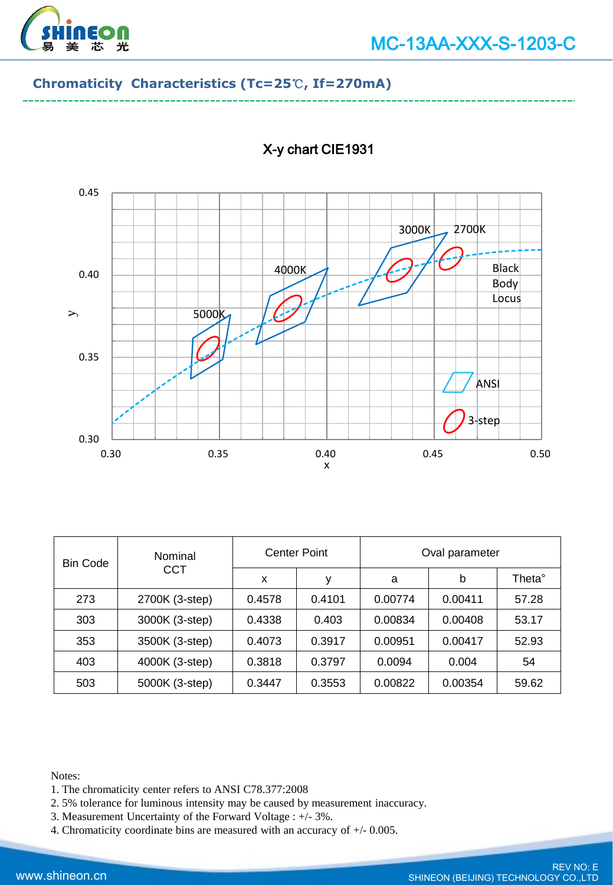## Chromaticity Characteristics (Tc=25℃, If=270mA)

X-y chart CIE1931

| Bin Code | Nominal CCT | Center Point | | Oval parameter | | |
|---|---|---|---|---|---|---|
| | | x | y | a | b | Theta° |
| 273 | 2700K (3-step) | 0.4578 | 0.4101 | 0.00774 | 0.00411 | 57.28 |
| 303 | 3000K (3-step) | 0.4338 | 0.403 | 0.00834 | 0.00408 | 53.17 |
| 353 | 3500K (3-step) | 0.4073 | 0.3917 | 0.00951 | 0.00417 | 52.93 |
| 403 | 4000K (3-step) | 0.3818 | 0.3797 | 0.0094 | 0.004 | 54 |
| 503 | 5000K (3-step) | 0.3447 | 0.3553 | 0.00822 | 0.00354 | 59.62 |

Notes:

1. The chromaticity center refers to ANSI C78.377:2008
2. 5% tolerance for luminous intensity may be caused by measurement inaccuracy.
3. Measurement Uncertainty of the Forward Voltage : +/- 3%.
4. Chromaticity coordinate bins are measured with an accuracy of +/- 0.005.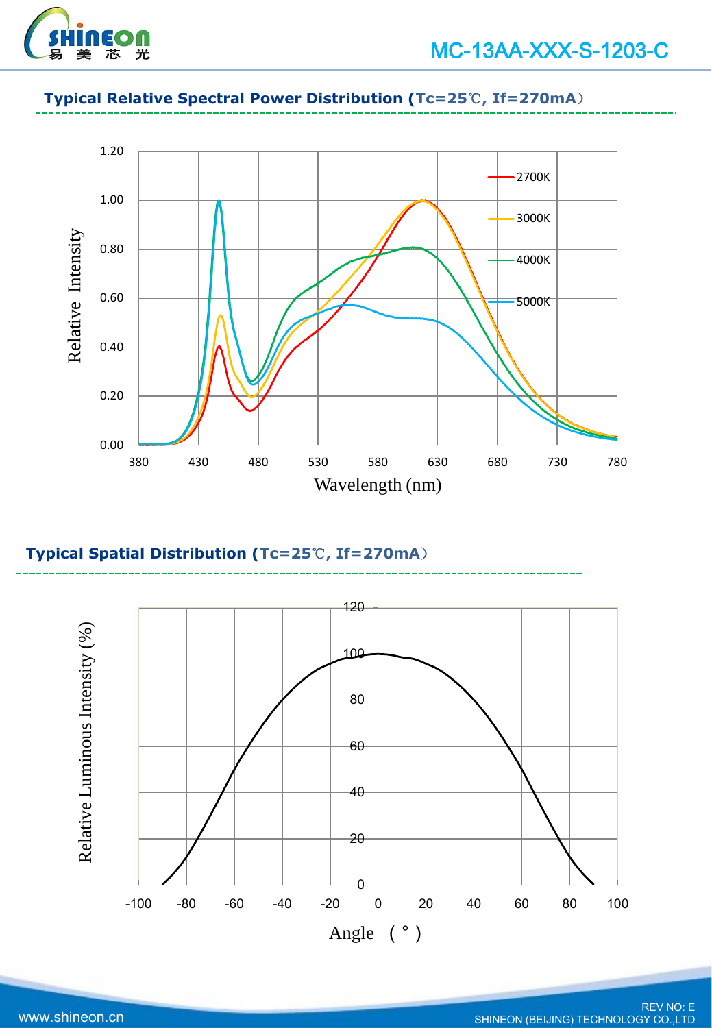## Typical Relative Spectral Power Distribution (Tc=25℃, If=270mA)

## Typical Spatial Distribution (Tc=25℃, If=270mA)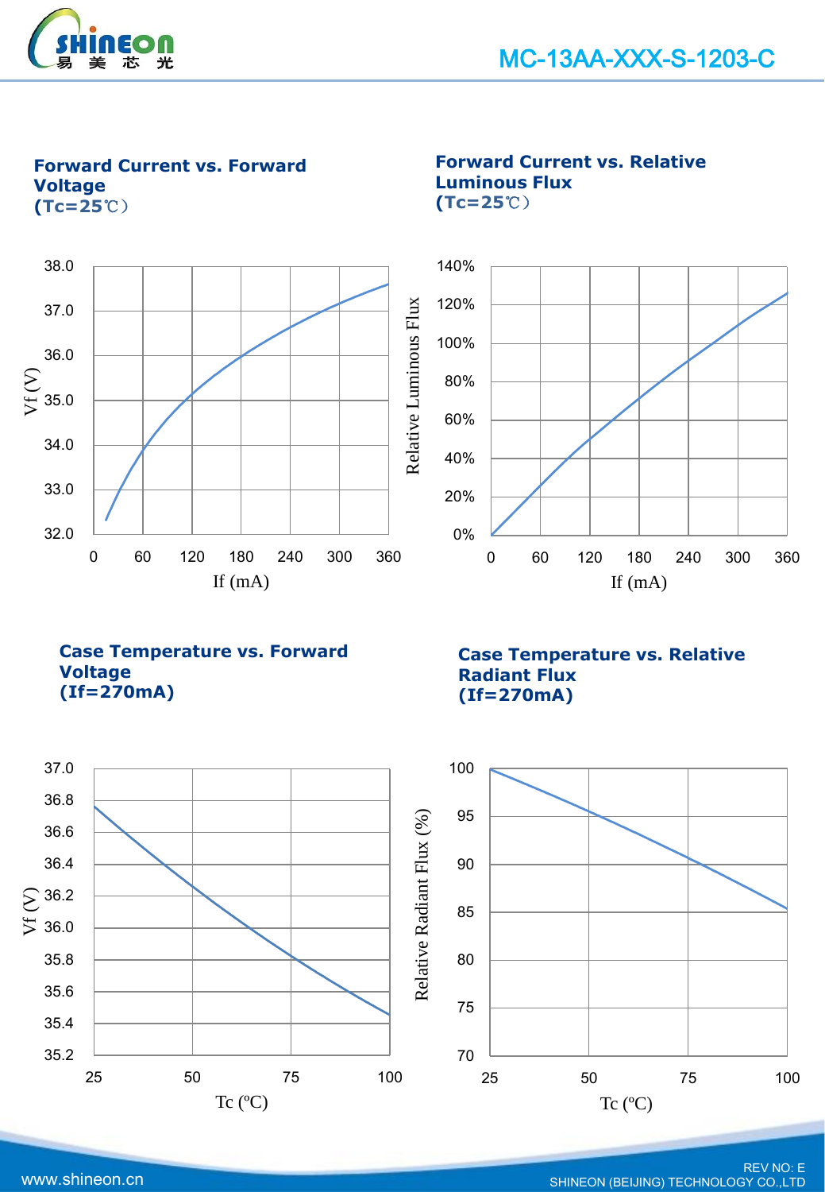### Forward Current vs. Forward Voltage (Tc=25℃)

Vf (V): 32.0, 33.0, 34.0, 35.0, 36.0, 37.0, 38.0

If (mA): 0, 60, 120, 180, 240, 300, 360

### Forward Current vs. Relative Luminous Flux (Tc=25℃)

Relative Luminous Flux: 0%, 20%, 40%, 60%, 80%, 100%, 120%, 140%

If (mA): 0, 60, 120, 180, 240, 300, 360

### Case Temperature vs. Forward Voltage (If=270mA)

Vf (V): 35.2, 35.4, 35.6, 35.8, 36.0, 36.2, 36.4, 36.6, 36.8, 37.0

Tc (ºC): 25, 50, 75, 100

### Case Temperature vs. Relative Radiant Flux (If=270mA)

Relative Radiant Flux (%): 70, 75, 80, 85, 90, 95, 100

Tc (ºC): 25, 50, 75, 100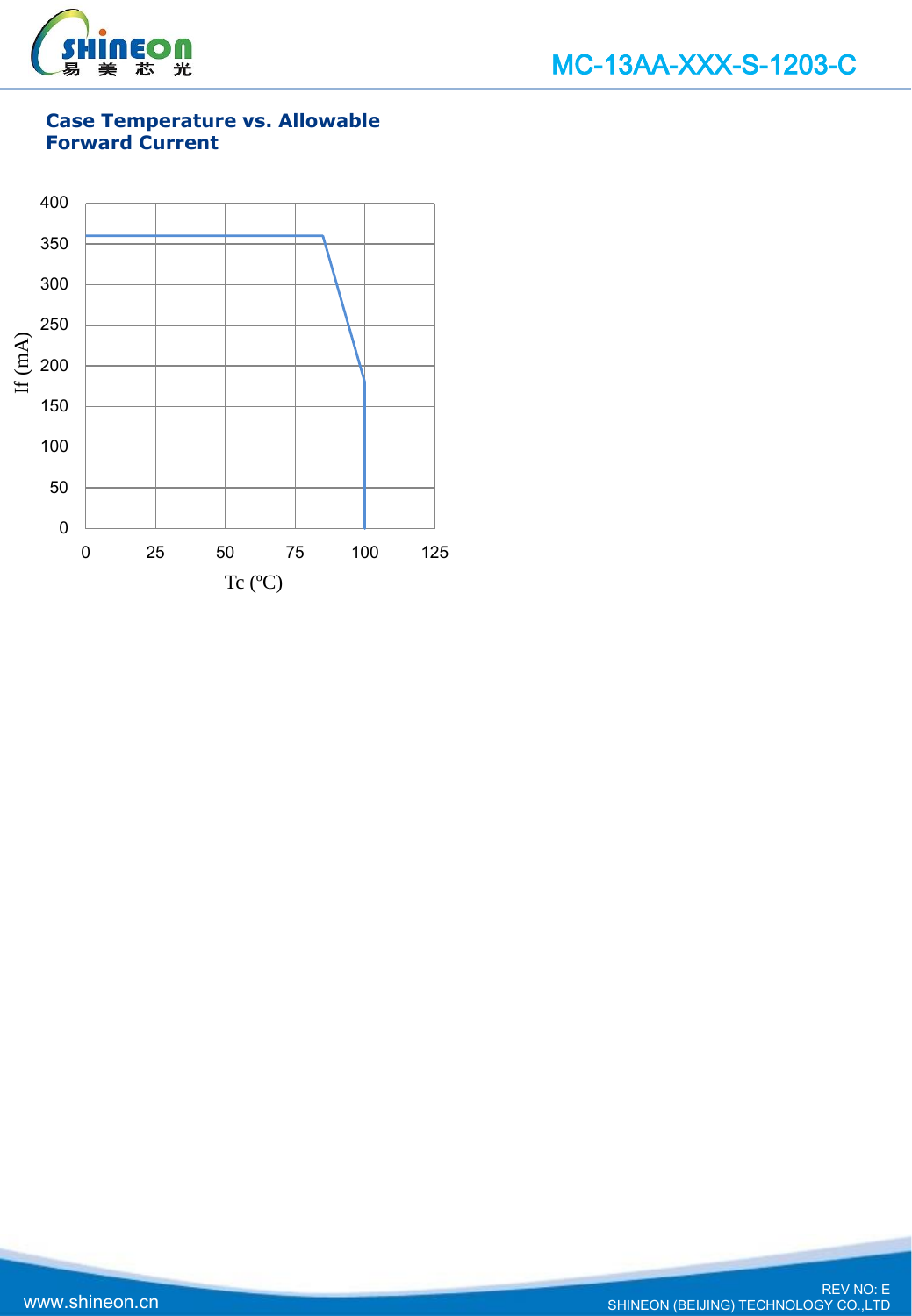## Case Temperature vs. Allowable Forward Current

If (mA)

400
350
300
250
200
150
100
50
0

0 25 50 75 100 125

Tc (ºC)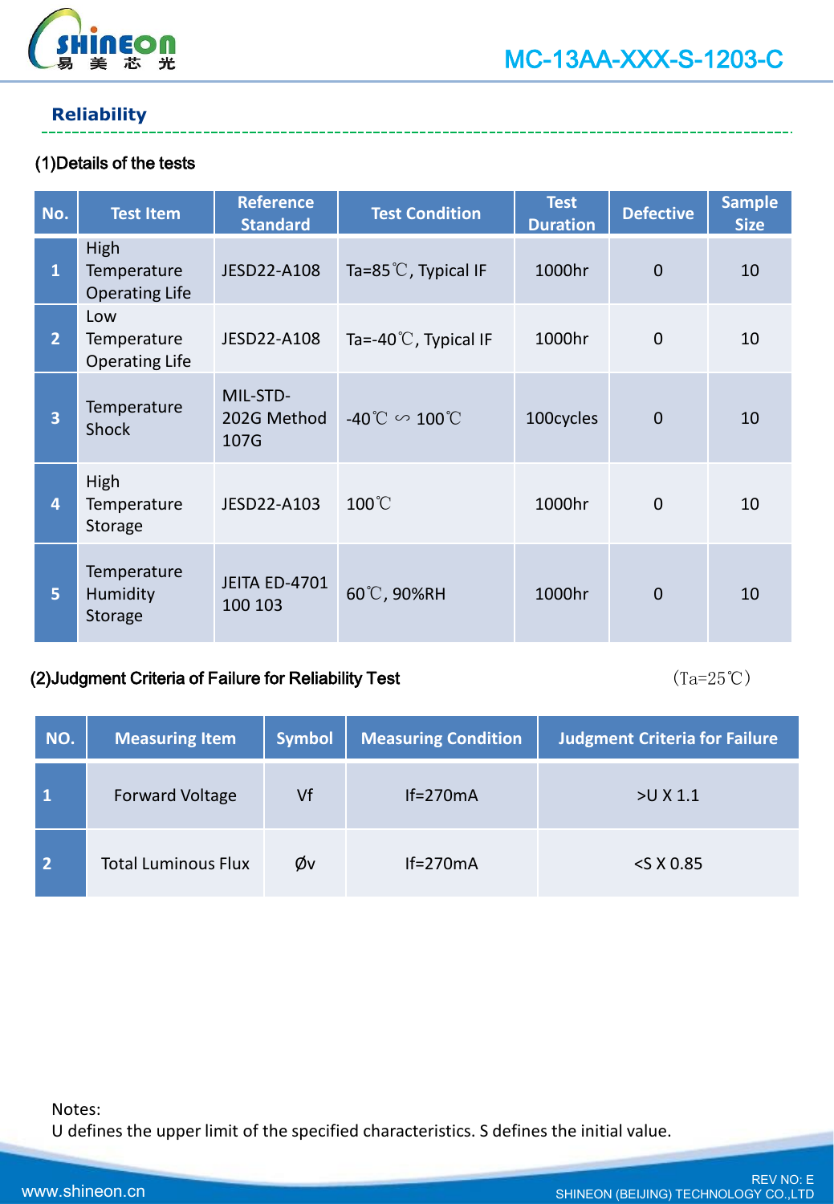## Reliability

(1)Details of the tests

| No. | Test Item | Reference Standard | Test Condition | Test Duration | Defective | Sample Size |
|---|---|---|---|---|---|---|
| 1 | High Temperature Operating Life | JESD22-A108 | Ta=85℃, Typical IF | 1000hr | 0 | 10 |
| 2 | Low Temperature Operating Life | JESD22-A108 | Ta=-40℃, Typical IF | 1000hr | 0 | 10 |
| 3 | Temperature Shock | MIL-STD-202G Method 107G | -40℃ ∽ 100℃ | 100cycles | 0 | 10 |
| 4 | High Temperature Storage | JESD22-A103 | 100℃ | 1000hr | 0 | 10 |
| 5 | Temperature Humidity Storage | JEITA ED-4701 100 103 | 60℃, 90%RH | 1000hr | 0 | 10 |

(2)Judgment Criteria of Failure for Reliability Test (Ta=25℃)

| NO. | Measuring Item | Symbol | Measuring Condition | Judgment Criteria for Failure |
|---|---|---|---|---|
| 1 | Forward Voltage | Vf | If=270mA | >U X 1.1 |
| 2 | Total Luminous Flux | Øv | If=270mA | <S X 0.85 |

Notes:
U defines the upper limit of the specified characteristics. S defines the initial value.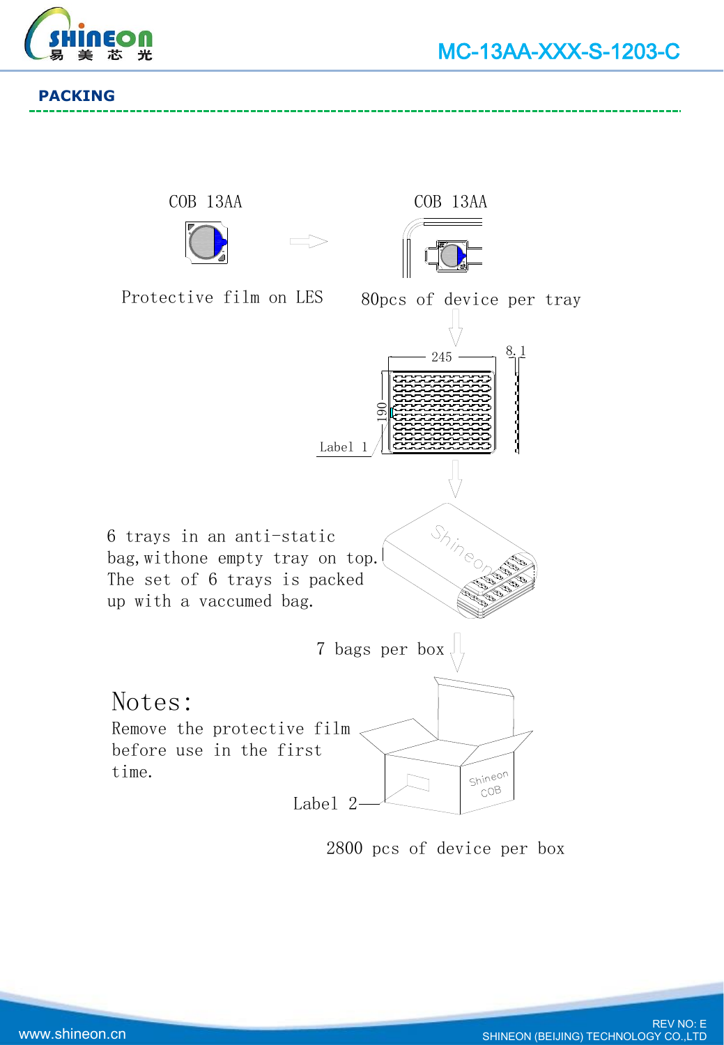## PACKING

COB 13AA

COB 13AA

Protective film on LES

80pcs of device per tray

245

8.1

190

Label 1

6 trays in an anti-static bag,withone empty tray on top. The set of 6 trays is packed up with a vaccumed bag.

7 bags per box

Notes:
Remove the protective film before use in the first time.

Label 2

2800 pcs of device per box